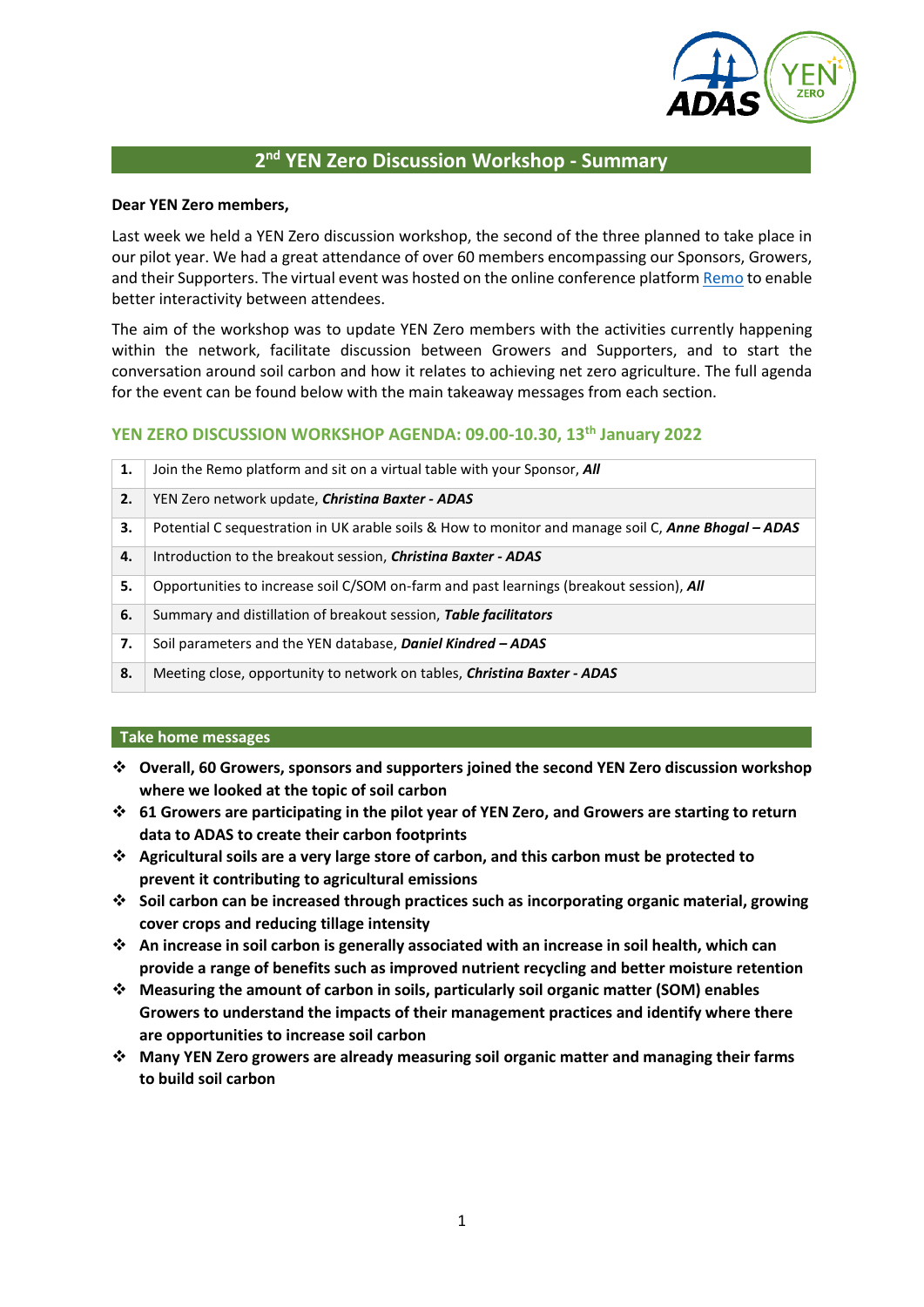# 2nd YEN Zero Discussion Workshop - Summary

**Dear YEN Zero members,**

Last week we held a YEN Zero discussion workshop, the second of the three planned to take place in our pilot year. We had a great attendance of over 60 members encompassing our Sponsors, Growers, and their Supporters. The virtual event was hosted on the online conference platform [Remo](Remo) to enable better interactivity between attendees.

The aim of the workshop was to update YEN Zero members with the activities currently happening within the network, facilitate discussion between Growers and Supporters, and to start the conversation around soil carbon and how it relates to achieving net zero agriculture. The full agenda for the event can be found below with the main takeaway messages from each section.

## YEN ZERO DISCUSSION WORKSHOP AGENDA: 09.00-10.30, 13th January 2022

| | |
|---|---|
| **1.** | Join the Remo platform and sit on a virtual table with your Sponsor, ***All*** |
| **2.** | YEN Zero network update, ***Christina Baxter - ADAS*** |
| **3.** | Potential C sequestration in UK arable soils & How to monitor and manage soil C, ***Anne Bhogal – ADAS*** |
| **4.** | Introduction to the breakout session, ***Christina Baxter - ADAS*** |
| **5.** | Opportunities to increase soil C/SOM on-farm and past learnings (breakout session), ***All*** |
| **6.** | Summary and distillation of breakout session, ***Table facilitators*** |
| **7.** | Soil parameters and the YEN database, ***Daniel Kindred – ADAS*** |
| **8.** | Meeting close, opportunity to network on tables, ***Christina Baxter - ADAS*** |

### Take home messages

- **Overall, 60 Growers, sponsors and supporters joined the second YEN Zero discussion workshop where we looked at the topic of soil carbon**
- **61 Growers are participating in the pilot year of YEN Zero, and Growers are starting to return data to ADAS to create their carbon footprints**
- **Agricultural soils are a very large store of carbon, and this carbon must be protected to prevent it contributing to agricultural emissions**
- **Soil carbon can be increased through practices such as incorporating organic material, growing cover crops and reducing tillage intensity**
- **An increase in soil carbon is generally associated with an increase in soil health, which can provide a range of benefits such as improved nutrient recycling and better moisture retention**
- **Measuring the amount of carbon in soils, particularly soil organic matter (SOM) enables Growers to understand the impacts of their management practices and identify where there are opportunities to increase soil carbon**
- **Many YEN Zero growers are already measuring soil organic matter and managing their farms to build soil carbon**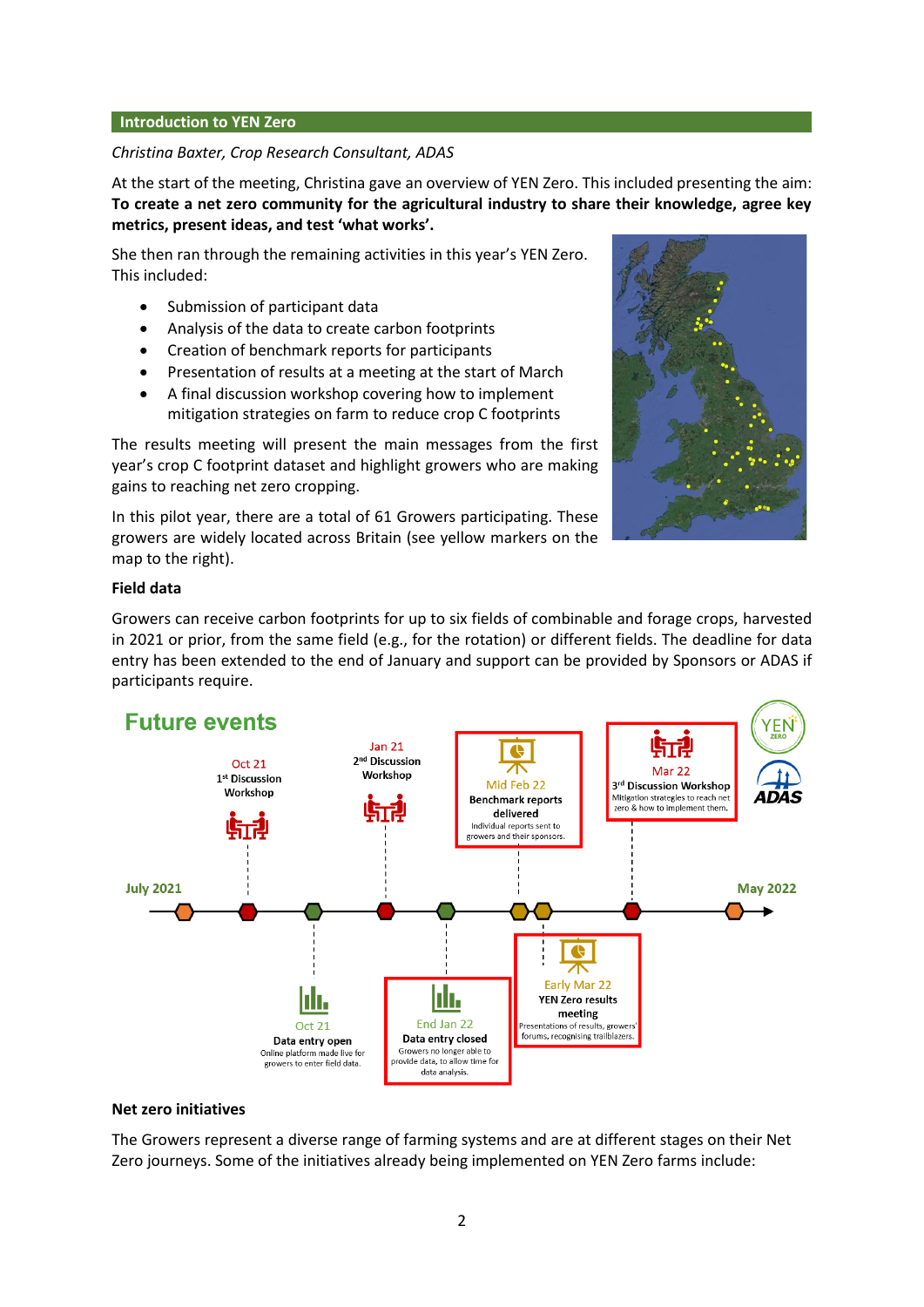## Introduction to YEN Zero

*Christina Baxter, Crop Research Consultant, ADAS*

At the start of the meeting, Christina gave an overview of YEN Zero. This included presenting the aim: **To create a net zero community for the agricultural industry to share their knowledge, agree key metrics, present ideas, and test 'what works'.**

She then ran through the remaining activities in this year's YEN Zero. This included:

- Submission of participant data
- Analysis of the data to create carbon footprints
- Creation of benchmark reports for participants
- Presentation of results at a meeting at the start of March
- A final discussion workshop covering how to implement mitigation strategies on farm to reduce crop C footprints

The results meeting will present the main messages from the first year's crop C footprint dataset and highlight growers who are making gains to reaching net zero cropping.

In this pilot year, there are a total of 61 Growers participating. These growers are widely located across Britain (see yellow markers on the map to the right).

**Field data**

Growers can receive carbon footprints for up to six fields of combinable and forage crops, harvested in 2021 or prior, from the same field (e.g., for the rotation) or different fields. The deadline for data entry has been extended to the end of January and support can be provided by Sponsors or ADAS if participants require.

**Future events**

July 2021 – May 2022

- Oct 21 – 1st Discussion Workshop
- Oct 21 – Data entry open: Online platform made live for growers to enter field data.
- Jan 21 – 2nd Discussion Workshop
- End Jan 22 – Data entry closed: Growers no longer able to provide data, to allow time for data analysis.
- Mid Feb 22 – Benchmark reports delivered: Individual reports sent to growers and their sponsors.
- Early Mar 22 – YEN Zero results meeting: Presentations of results, growers' forums, recognising trailblazers.
- Mar 22 – 3rd Discussion Workshop: Mitigation strategies to reach net zero & how to implement them.

**Net zero initiatives**

The Growers represent a diverse range of farming systems and are at different stages on their Net Zero journeys. Some of the initiatives already being implemented on YEN Zero farms include: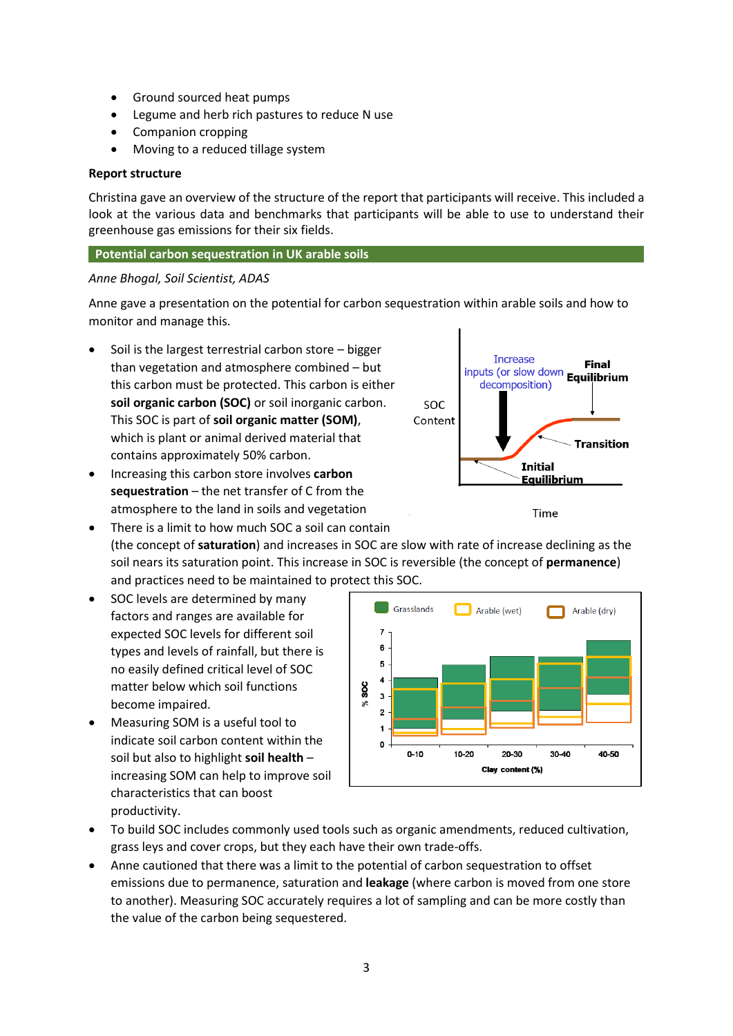- Ground sourced heat pumps
- Legume and herb rich pastures to reduce N use
- Companion cropping
- Moving to a reduced tillage system

**Report structure**

Christina gave an overview of the structure of the report that participants will receive. This included a look at the various data and benchmarks that participants will be able to use to understand their greenhouse gas emissions for their six fields.

## Potential carbon sequestration in UK arable soils

*Anne Bhogal, Soil Scientist, ADAS*

Anne gave a presentation on the potential for carbon sequestration within arable soils and how to monitor and manage this.

- Soil is the largest terrestrial carbon store – bigger than vegetation and atmosphere combined – but this carbon must be protected. This carbon is either **soil organic carbon (SOC)** or soil inorganic carbon. This SOC is part of **soil organic matter (SOM)**, which is plant or animal derived material that contains approximately 50% carbon.
- Increasing this carbon store involves **carbon sequestration** – the net transfer of C from the atmosphere to the land in soils and vegetation
- There is a limit to how much SOC a soil can contain (the concept of **saturation**) and increases in SOC are slow with rate of increase declining as the soil nears its saturation point. This increase in SOC is reversible (the concept of **permanence**) and practices need to be maintained to protect this SOC.
- SOC levels are determined by many factors and ranges are available for expected SOC levels for different soil types and levels of rainfall, but there is no easily defined critical level of SOC matter below which soil functions become impaired.
- Measuring SOM is a useful tool to indicate soil carbon content within the soil but also to highlight **soil health** – increasing SOM can help to improve soil characteristics that can boost productivity.
- To build SOC includes commonly used tools such as organic amendments, reduced cultivation, grass leys and cover crops, but they each have their own trade-offs.
- Anne cautioned that there was a limit to the potential of carbon sequestration to offset emissions due to permanence, saturation and **leakage** (where carbon is moved from one store to another). Measuring SOC accurately requires a lot of sampling and can be more costly than the value of the carbon being sequestered.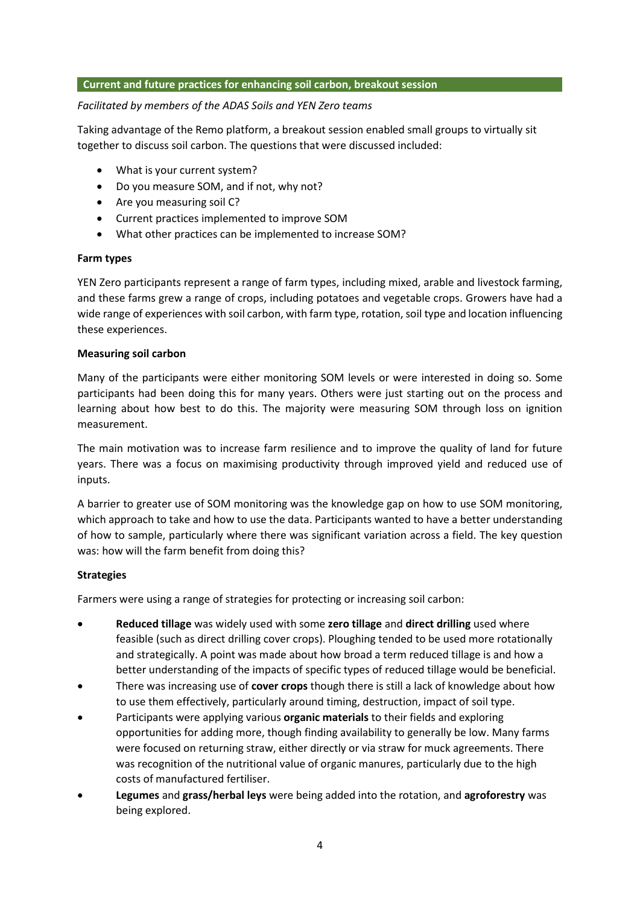## Current and future practices for enhancing soil carbon, breakout session

*Facilitated by members of the ADAS Soils and YEN Zero teams*

Taking advantage of the Remo platform, a breakout session enabled small groups to virtually sit together to discuss soil carbon. The questions that were discussed included:

- What is your current system?
- Do you measure SOM, and if not, why not?
- Are you measuring soil C?
- Current practices implemented to improve SOM
- What other practices can be implemented to increase SOM?

### Farm types

YEN Zero participants represent a range of farm types, including mixed, arable and livestock farming, and these farms grew a range of crops, including potatoes and vegetable crops. Growers have had a wide range of experiences with soil carbon, with farm type, rotation, soil type and location influencing these experiences.

### Measuring soil carbon

Many of the participants were either monitoring SOM levels or were interested in doing so. Some participants had been doing this for many years. Others were just starting out on the process and learning about how best to do this. The majority were measuring SOM through loss on ignition measurement.

The main motivation was to increase farm resilience and to improve the quality of land for future years. There was a focus on maximising productivity through improved yield and reduced use of inputs.

A barrier to greater use of SOM monitoring was the knowledge gap on how to use SOM monitoring, which approach to take and how to use the data. Participants wanted to have a better understanding of how to sample, particularly where there was significant variation across a field. The key question was: how will the farm benefit from doing this?

### Strategies

Farmers were using a range of strategies for protecting or increasing soil carbon:

- **Reduced tillage** was widely used with some **zero tillage** and **direct drilling** used where feasible (such as direct drilling cover crops). Ploughing tended to be used more rotationally and strategically. A point was made about how broad a term reduced tillage is and how a better understanding of the impacts of specific types of reduced tillage would be beneficial.
- There was increasing use of **cover crops** though there is still a lack of knowledge about how to use them effectively, particularly around timing, destruction, impact of soil type.
- Participants were applying various **organic materials** to their fields and exploring opportunities for adding more, though finding availability to generally be low. Many farms were focused on returning straw, either directly or via straw for muck agreements. There was recognition of the nutritional value of organic manures, particularly due to the high costs of manufactured fertiliser.
- **Legumes** and **grass/herbal leys** were being added into the rotation, and **agroforestry** was being explored.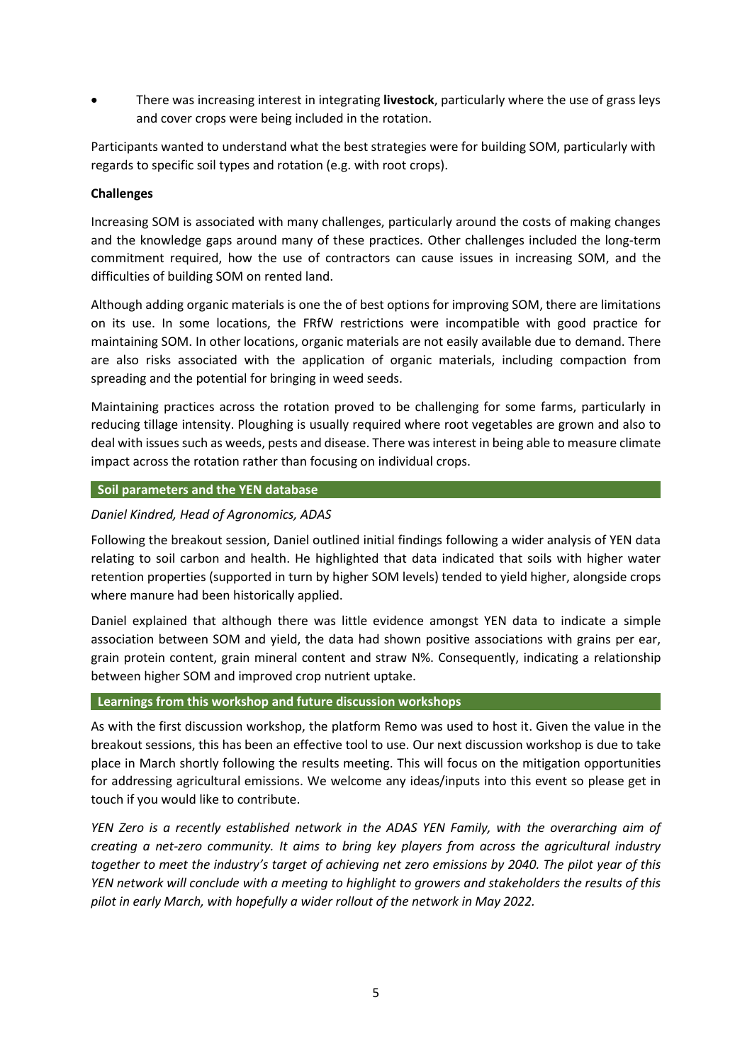- There was increasing interest in integrating **livestock**, particularly where the use of grass leys and cover crops were being included in the rotation.

Participants wanted to understand what the best strategies were for building SOM, particularly with regards to specific soil types and rotation (e.g. with root crops).

**Challenges**

Increasing SOM is associated with many challenges, particularly around the costs of making changes and the knowledge gaps around many of these practices. Other challenges included the long-term commitment required, how the use of contractors can cause issues in increasing SOM, and the difficulties of building SOM on rented land.

Although adding organic materials is one the of best options for improving SOM, there are limitations on its use. In some locations, the FRfW restrictions were incompatible with good practice for maintaining SOM. In other locations, organic materials are not easily available due to demand. There are also risks associated with the application of organic materials, including compaction from spreading and the potential for bringing in weed seeds.

Maintaining practices across the rotation proved to be challenging for some farms, particularly in reducing tillage intensity. Ploughing is usually required where root vegetables are grown and also to deal with issues such as weeds, pests and disease. There was interest in being able to measure climate impact across the rotation rather than focusing on individual crops.

## Soil parameters and the YEN database

*Daniel Kindred, Head of Agronomics, ADAS*

Following the breakout session, Daniel outlined initial findings following a wider analysis of YEN data relating to soil carbon and health. He highlighted that data indicated that soils with higher water retention properties (supported in turn by higher SOM levels) tended to yield higher, alongside crops where manure had been historically applied.

Daniel explained that although there was little evidence amongst YEN data to indicate a simple association between SOM and yield, the data had shown positive associations with grains per ear, grain protein content, grain mineral content and straw N%. Consequently, indicating a relationship between higher SOM and improved crop nutrient uptake.

## Learnings from this workshop and future discussion workshops

As with the first discussion workshop, the platform Remo was used to host it. Given the value in the breakout sessions, this has been an effective tool to use. Our next discussion workshop is due to take place in March shortly following the results meeting. This will focus on the mitigation opportunities for addressing agricultural emissions. We welcome any ideas/inputs into this event so please get in touch if you would like to contribute.

*YEN Zero is a recently established network in the ADAS YEN Family, with the overarching aim of creating a net-zero community. It aims to bring key players from across the agricultural industry together to meet the industry's target of achieving net zero emissions by 2040. The pilot year of this YEN network will conclude with a meeting to highlight to growers and stakeholders the results of this pilot in early March, with hopefully a wider rollout of the network in May 2022.*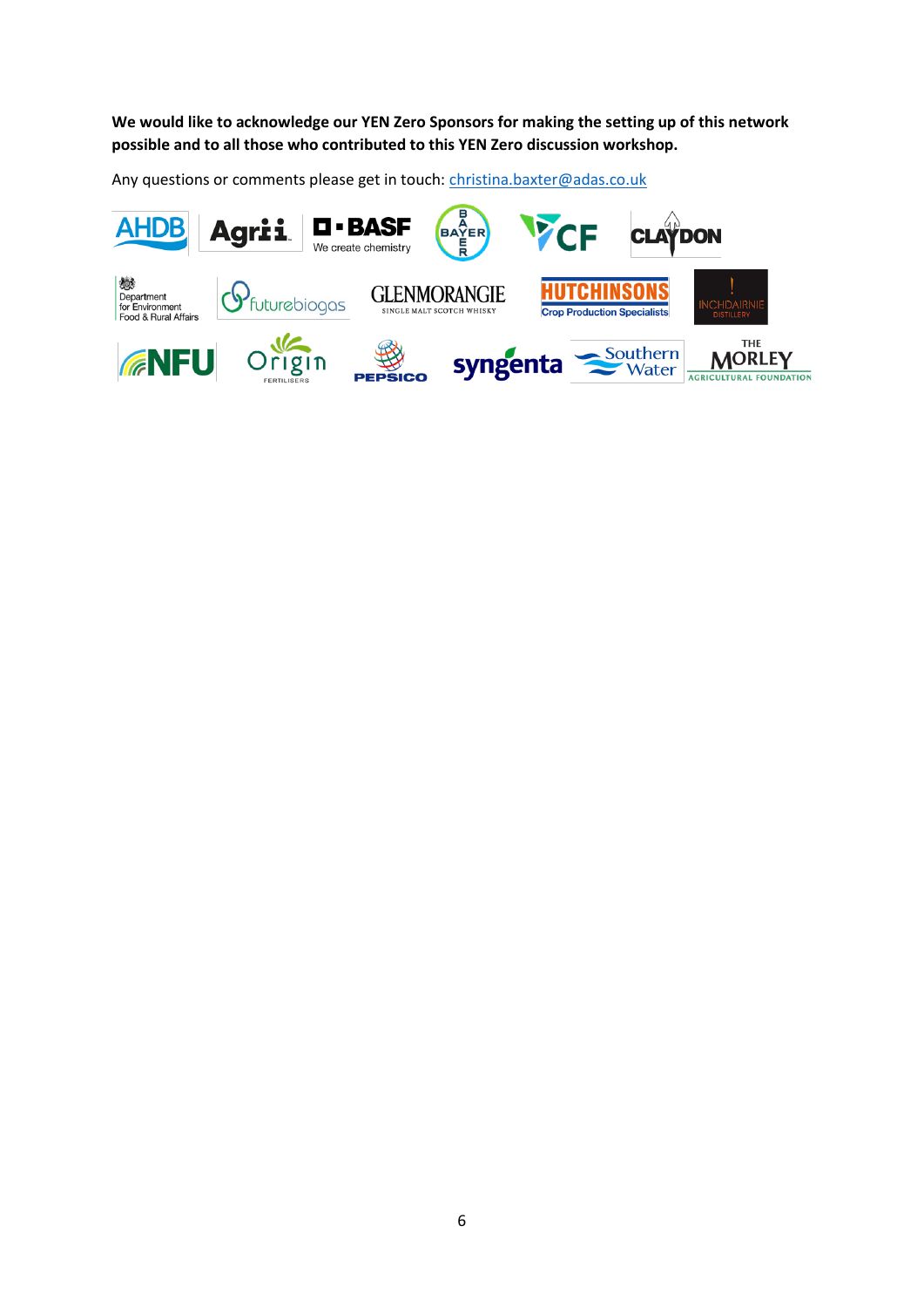**We would like to acknowledge our YEN Zero Sponsors for making the setting up of this network possible and to all those who contributed to this YEN Zero discussion workshop.**

Any questions or comments please get in touch: christina.baxter@adas.co.uk